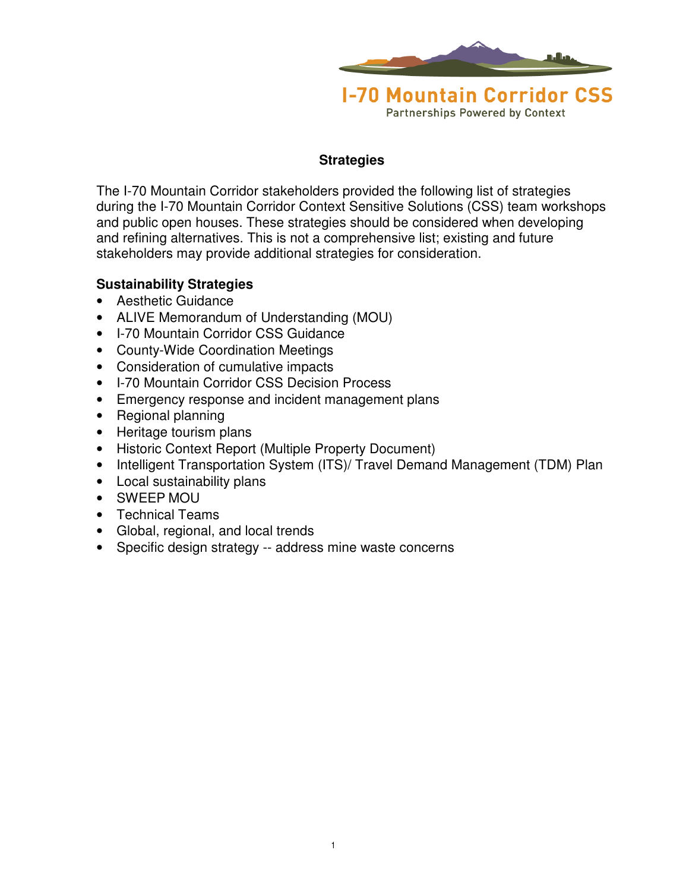I-70 Mountain Corridor CSS

Partnerships Powered by Context

# Strategies

The I-70 Mountain Corridor stakeholders provided the following list of strategies during the I-70 Mountain Corridor Context Sensitive Solutions (CSS) team workshops and public open houses. These strategies should be considered when developing and refining alternatives. This is not a comprehensive list; existing and future stakeholders may provide additional strategies for consideration.

## Sustainability Strategies

- Aesthetic Guidance
- ALIVE Memorandum of Understanding (MOU)
- I-70 Mountain Corridor CSS Guidance
- County-Wide Coordination Meetings
- Consideration of cumulative impacts
- I-70 Mountain Corridor CSS Decision Process
- Emergency response and incident management plans
- Regional planning
- Heritage tourism plans
- Historic Context Report (Multiple Property Document)
- Intelligent Transportation System (ITS)/ Travel Demand Management (TDM) Plan
- Local sustainability plans
- SWEEP MOU
- Technical Teams
- Global, regional, and local trends
- Specific design strategy -- address mine waste concerns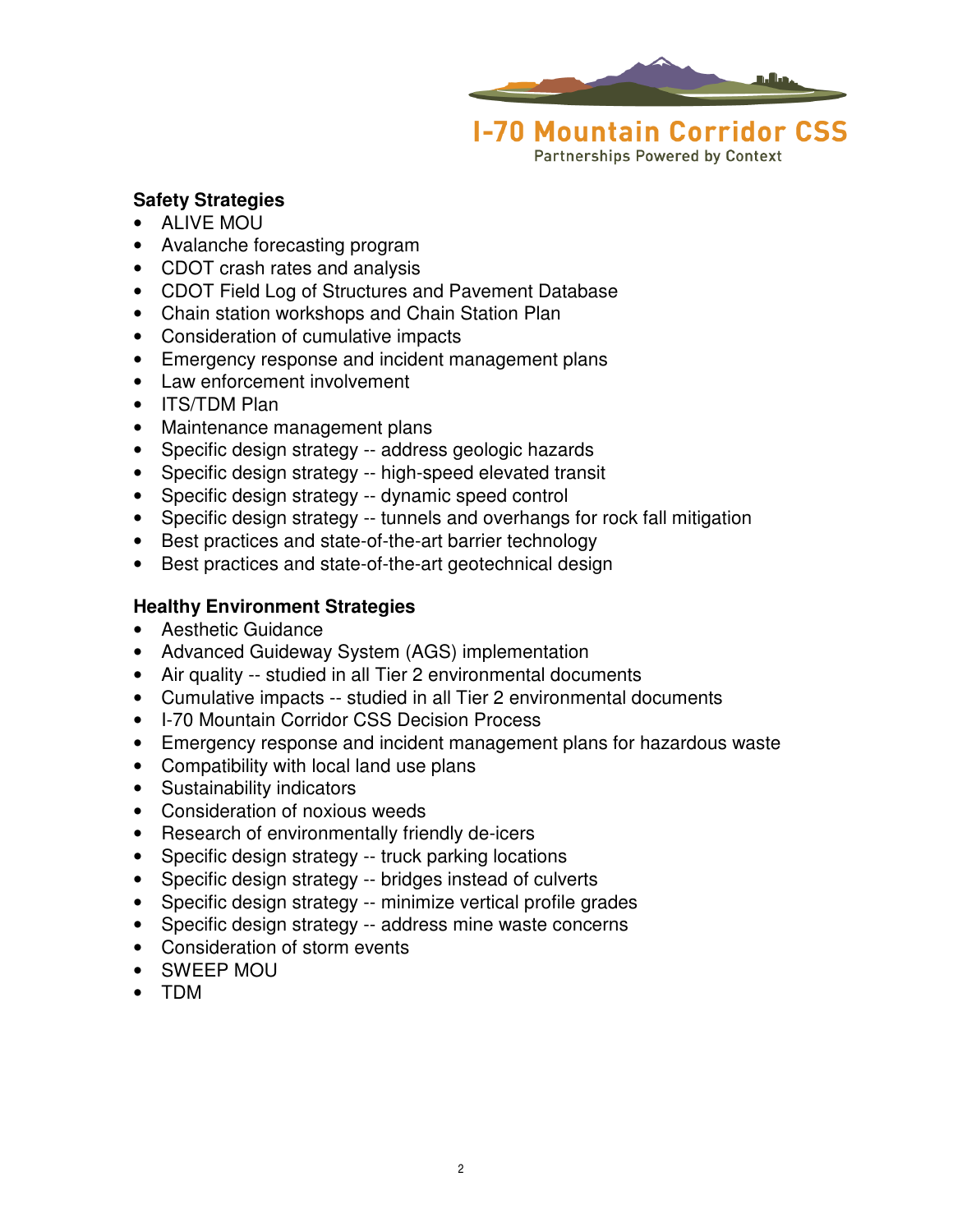**Safety Strategies**

- ALIVE MOU
- Avalanche forecasting program
- CDOT crash rates and analysis
- CDOT Field Log of Structures and Pavement Database
- Chain station workshops and Chain Station Plan
- Consideration of cumulative impacts
- Emergency response and incident management plans
- Law enforcement involvement
- ITS/TDM Plan
- Maintenance management plans
- Specific design strategy -- address geologic hazards
- Specific design strategy -- high-speed elevated transit
- Specific design strategy -- dynamic speed control
- Specific design strategy -- tunnels and overhangs for rock fall mitigation
- Best practices and state-of-the-art barrier technology
- Best practices and state-of-the-art geotechnical design

**Healthy Environment Strategies**

- Aesthetic Guidance
- Advanced Guideway System (AGS) implementation
- Air quality -- studied in all Tier 2 environmental documents
- Cumulative impacts -- studied in all Tier 2 environmental documents
- I-70 Mountain Corridor CSS Decision Process
- Emergency response and incident management plans for hazardous waste
- Compatibility with local land use plans
- Sustainability indicators
- Consideration of noxious weeds
- Research of environmentally friendly de-icers
- Specific design strategy -- truck parking locations
- Specific design strategy -- bridges instead of culverts
- Specific design strategy -- minimize vertical profile grades
- Specific design strategy -- address mine waste concerns
- Consideration of storm events
- SWEEP MOU
- TDM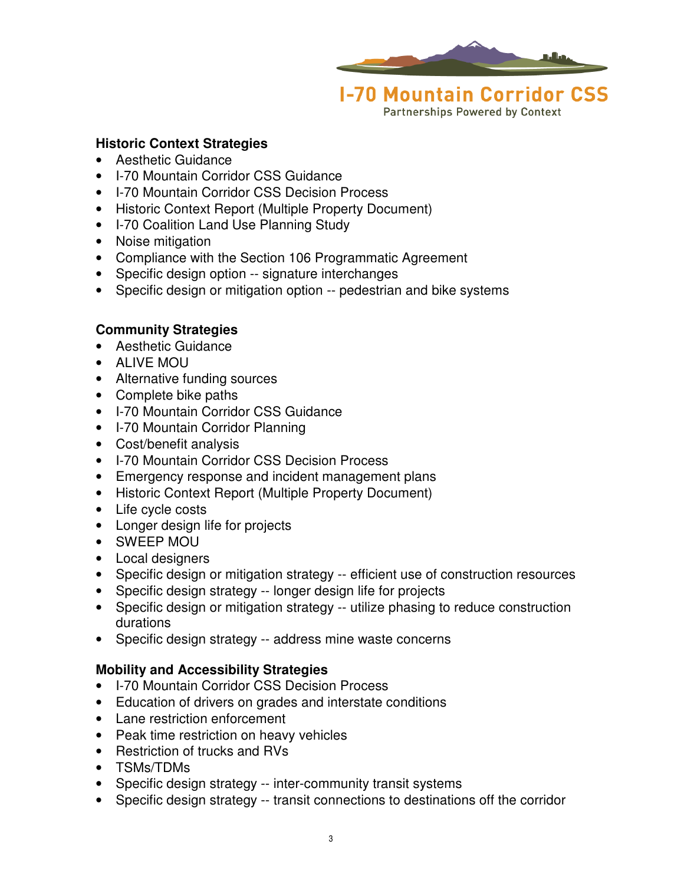### Historic Context Strategies

- Aesthetic Guidance
- I-70 Mountain Corridor CSS Guidance
- I-70 Mountain Corridor CSS Decision Process
- Historic Context Report (Multiple Property Document)
- I-70 Coalition Land Use Planning Study
- Noise mitigation
- Compliance with the Section 106 Programmatic Agreement
- Specific design option -- signature interchanges
- Specific design or mitigation option -- pedestrian and bike systems

### Community Strategies

- Aesthetic Guidance
- ALIVE MOU
- Alternative funding sources
- Complete bike paths
- I-70 Mountain Corridor CSS Guidance
- I-70 Mountain Corridor Planning
- Cost/benefit analysis
- I-70 Mountain Corridor CSS Decision Process
- Emergency response and incident management plans
- Historic Context Report (Multiple Property Document)
- Life cycle costs
- Longer design life for projects
- SWEEP MOU
- Local designers
- Specific design or mitigation strategy -- efficient use of construction resources
- Specific design strategy -- longer design life for projects
- Specific design or mitigation strategy -- utilize phasing to reduce construction durations
- Specific design strategy -- address mine waste concerns

### Mobility and Accessibility Strategies

- I-70 Mountain Corridor CSS Decision Process
- Education of drivers on grades and interstate conditions
- Lane restriction enforcement
- Peak time restriction on heavy vehicles
- Restriction of trucks and RVs
- TSMs/TDMs
- Specific design strategy -- inter-community transit systems
- Specific design strategy -- transit connections to destinations off the corridor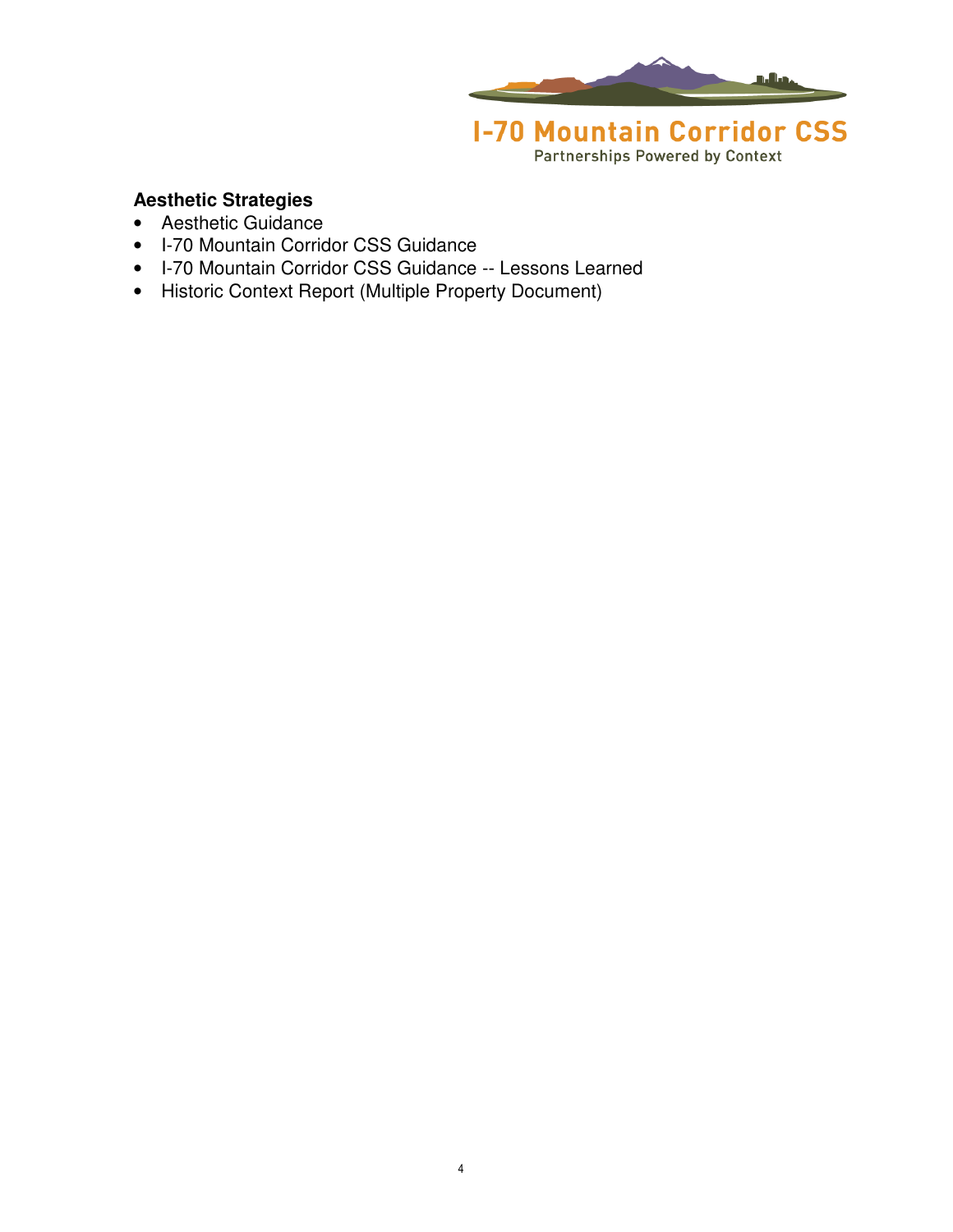**Aesthetic Strategies**

- Aesthetic Guidance
- I-70 Mountain Corridor CSS Guidance
- I-70 Mountain Corridor CSS Guidance -- Lessons Learned
- Historic Context Report (Multiple Property Document)